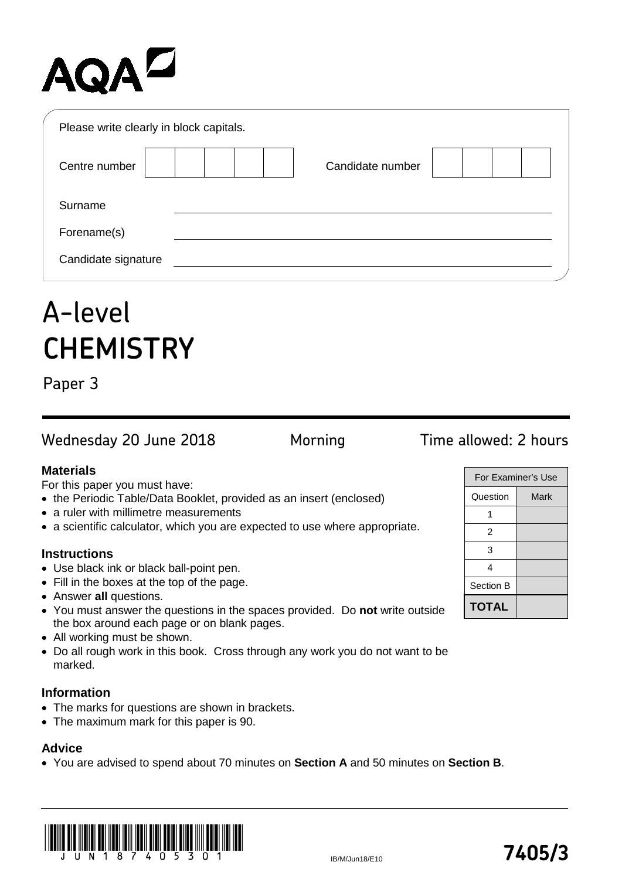AQA

Please write clearly in block capitals.

Centre number ☐☐☐☐☐ Candidate number ☐☐☐☐

Surname \_\_\_\_\_\_\_\_\_\_\_\_\_\_\_\_\_\_\_\_

Forename(s) \_\_\_\_\_\_\_\_\_\_\_\_\_\_\_\_\_\_\_\_

Candidate signature \_\_\_\_\_\_\_\_\_\_\_\_\_\_\_\_\_\_\_\_

# A-level
# CHEMISTRY

## Paper 3

Wednesday 20 June 2018 Morning Time allowed: 2 hours

### Materials

For this paper you must have:

- the Periodic Table/Data Booklet, provided as an insert (enclosed)
- a ruler with millimetre measurements
- a scientific calculator, which you are expected to use where appropriate.

### Instructions

- Use black ink or black ball-point pen.
- Fill in the boxes at the top of the page.
- Answer **all** questions.
- You must answer the questions in the spaces provided. Do **not** write outside the box around each page or on blank pages.
- All working must be shown.
- Do all rough work in this book. Cross through any work you do not want to be marked.

### Information

- The marks for questions are shown in brackets.
- The maximum mark for this paper is 90.

### Advice

- You are advised to spend about 70 minutes on **Section A** and 50 minutes on **Section B**.

| For Examiner's Use | |
|---|---|
| Question | Mark |
| 1 | |
| 2 | |
| 3 | |
| 4 | |
| Section B | |
| **TOTAL** | |

IB/M/Jun18/E10

**7405/3**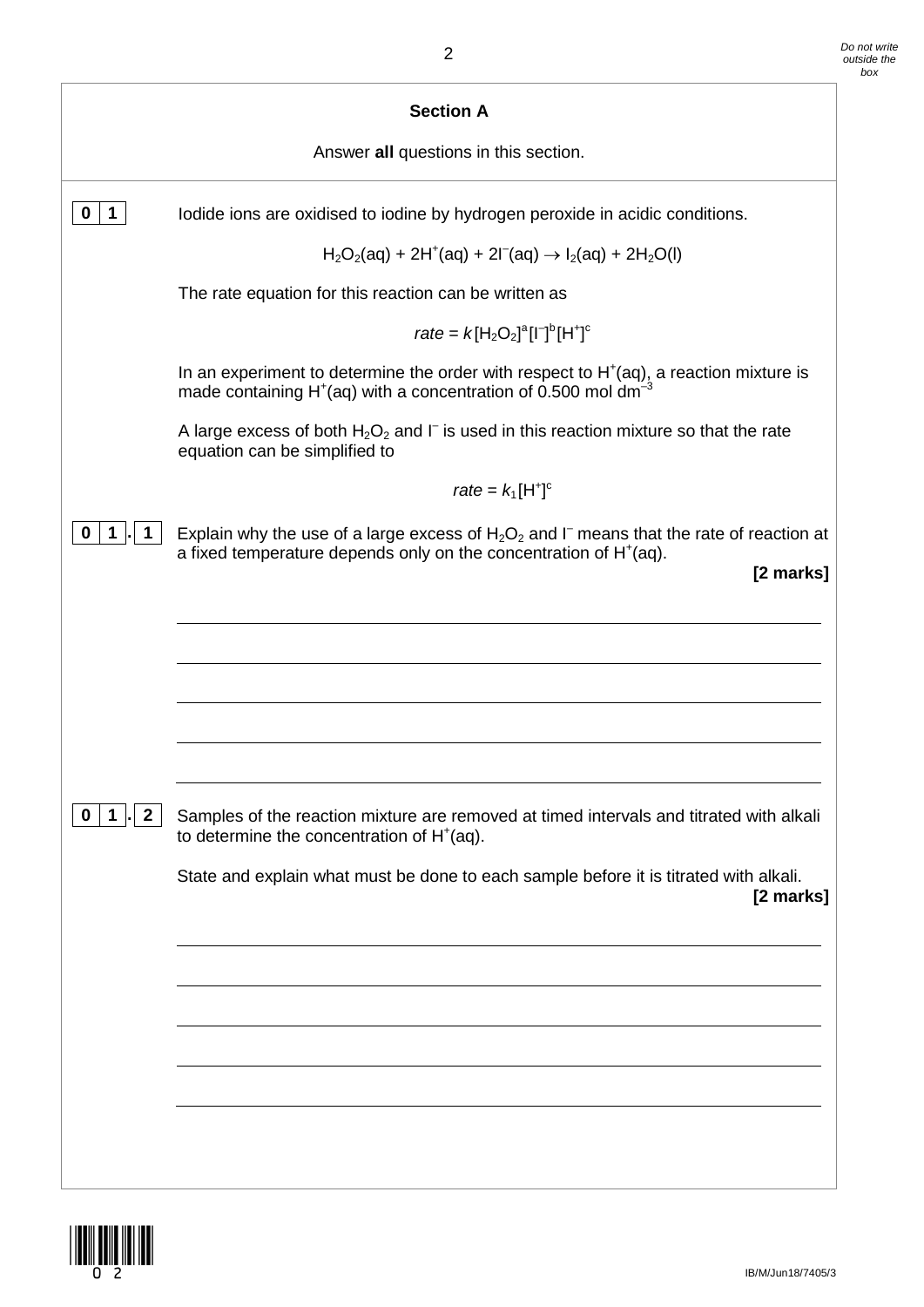## Section A

Answer **all** questions in this section.

**0 1** Iodide ions are oxidised to iodine by hydrogen peroxide in acidic conditions.

$$H_2O_2(aq) + 2H^+(aq) + 2I^-(aq) \rightarrow I_2(aq) + 2H_2O(l)$$

The rate equation for this reaction can be written as

$$rate = k[H_2O_2]^a[I^-]^b[H^+]^c$$

In an experiment to determine the order with respect to $H^+(aq)$, a reaction mixture is made containing $H^+(aq)$ with a concentration of 0.500 mol $dm^{-3}$

A large excess of both $H_2O_2$ and $I^-$ is used in this reaction mixture so that the rate equation can be simplified to

$$rate = k_1[H^+]^c$$

**0 1 . 1** Explain why the use of a large excess of $H_2O_2$ and $I^-$ means that the rate of reaction at a fixed temperature depends only on the concentration of $H^+(aq)$.

**[2 marks]**

**0 1 . 2** Samples of the reaction mixture are removed at timed intervals and titrated with alkali to determine the concentration of $H^+(aq)$.

State and explain what must be done to each sample before it is titrated with alkali.

**[2 marks]**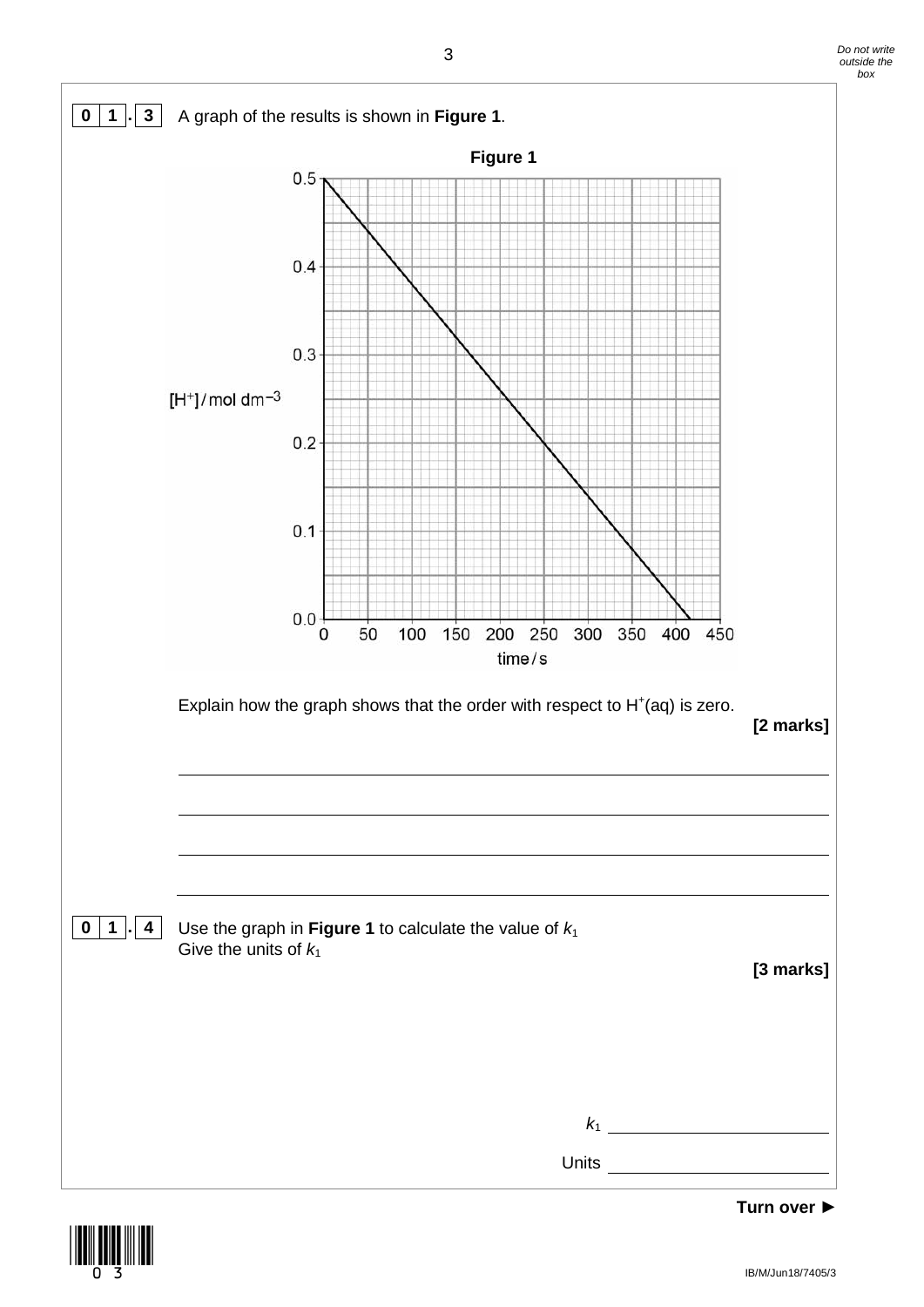**0 1 . 3** A graph of the results is shown in **Figure 1**.

**Figure 1**

Explain how the graph shows that the order with respect to $H^+(aq)$ is zero.

**[2 marks]**

______________________________________________________________________

______________________________________________________________________

______________________________________________________________________

______________________________________________________________________

**0 1 . 4** Use the graph in **Figure 1** to calculate the value of $k_1$

Give the units of $k_1$

**[3 marks]**

$k_1$ ______________________

Units ______________________

**Turn over ►**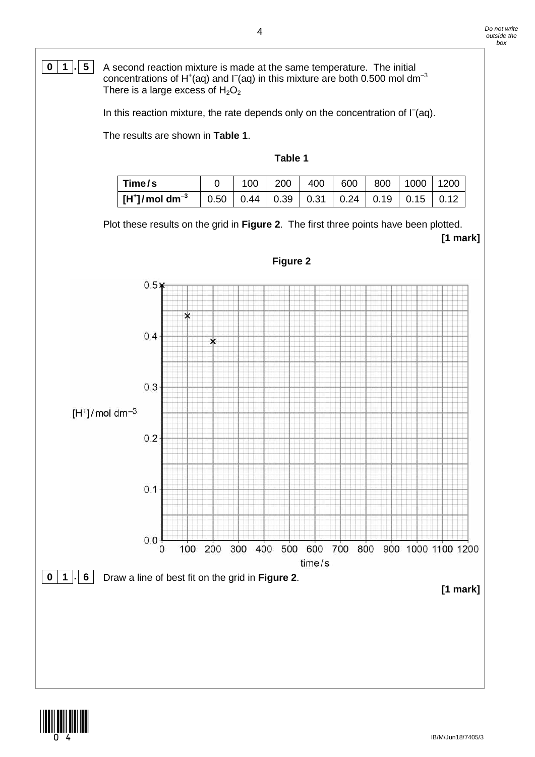**0 1 . 5** A second reaction mixture is made at the same temperature. The initial concentrations of $H^+$(aq) and $I^-$(aq) in this mixture are both 0.500 mol $dm^{-3}$ There is a large excess of $H_2O_2$

In this reaction mixture, the rate depends only on the concentration of $I^-$(aq).

The results are shown in **Table 1**.

**Table 1**

| **Time / s** | 0 | 100 | 200 | 400 | 600 | 800 | 1000 | 1200 |
|---|---|---|---|---|---|---|---|---|
| **$[H^+]$ / mol $dm^{-3}$** | 0.50 | 0.44 | 0.39 | 0.31 | 0.24 | 0.19 | 0.15 | 0.12 |

Plot these results on the grid in **Figure 2**. The first three points have been plotted.

**[1 mark]**

**Figure 2**

$[H^+]$ / mol $dm^{-3}$ (0.0 to 0.5) against time / s (0 to 1200)

**0 1 . 6** Draw a line of best fit on the grid in **Figure 2**.

**[1 mark]**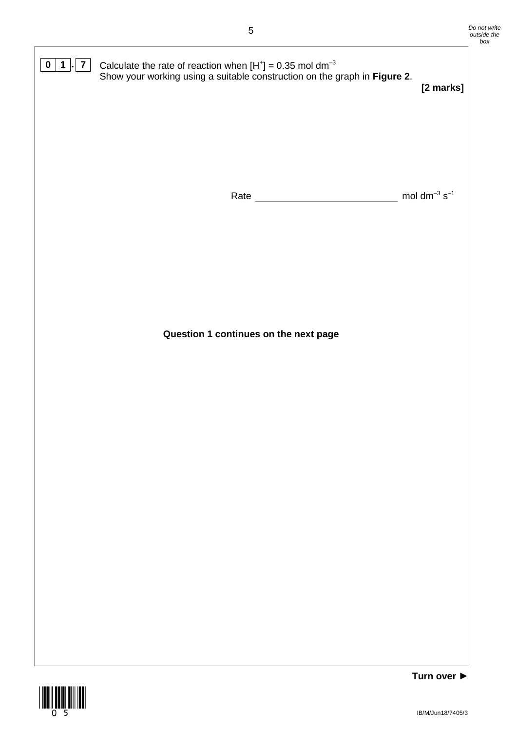**0 1 . 7** Calculate the rate of reaction when $[H^+] = 0.35$ mol dm$^{-3}$

Show your working using a suitable construction on the graph in **Figure 2**.

**[2 marks]**

Rate \_\_\_\_\_\_\_\_\_\_\_\_\_\_\_\_\_\_\_\_\_\_\_\_\_\_ mol dm$^{-3}$ s$^{-1}$

**Question 1 continues on the next page**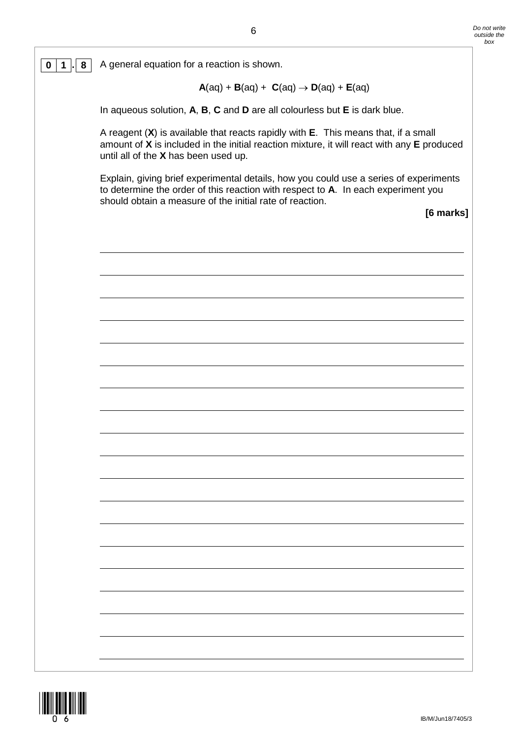**0 1 . 8** A general equation for a reaction is shown.

$$\mathbf{A}(aq) + \mathbf{B}(aq) + \mathbf{C}(aq) \rightarrow \mathbf{D}(aq) + \mathbf{E}(aq)$$

In aqueous solution, **A**, **B**, **C** and **D** are all colourless but **E** is dark blue.

A reagent (**X**) is available that reacts rapidly with **E**. This means that, if a small amount of **X** is included in the initial reaction mixture, it will react with any **E** produced until all of the **X** has been used up.

Explain, giving brief experimental details, how you could use a series of experiments to determine the order of this reaction with respect to **A**. In each experiment you should obtain a measure of the initial rate of reaction.

**[6 marks]**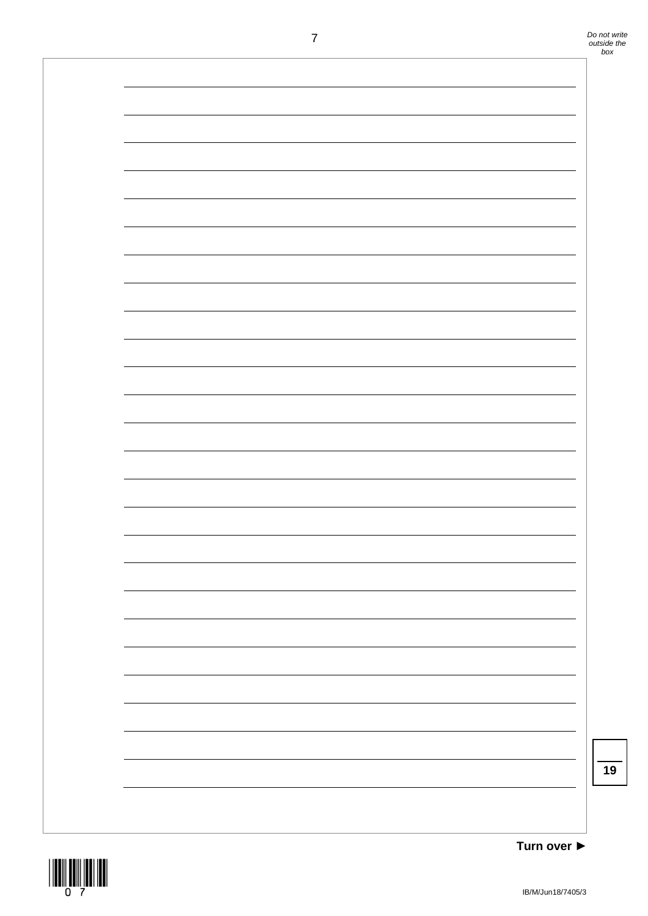19

Turn over ►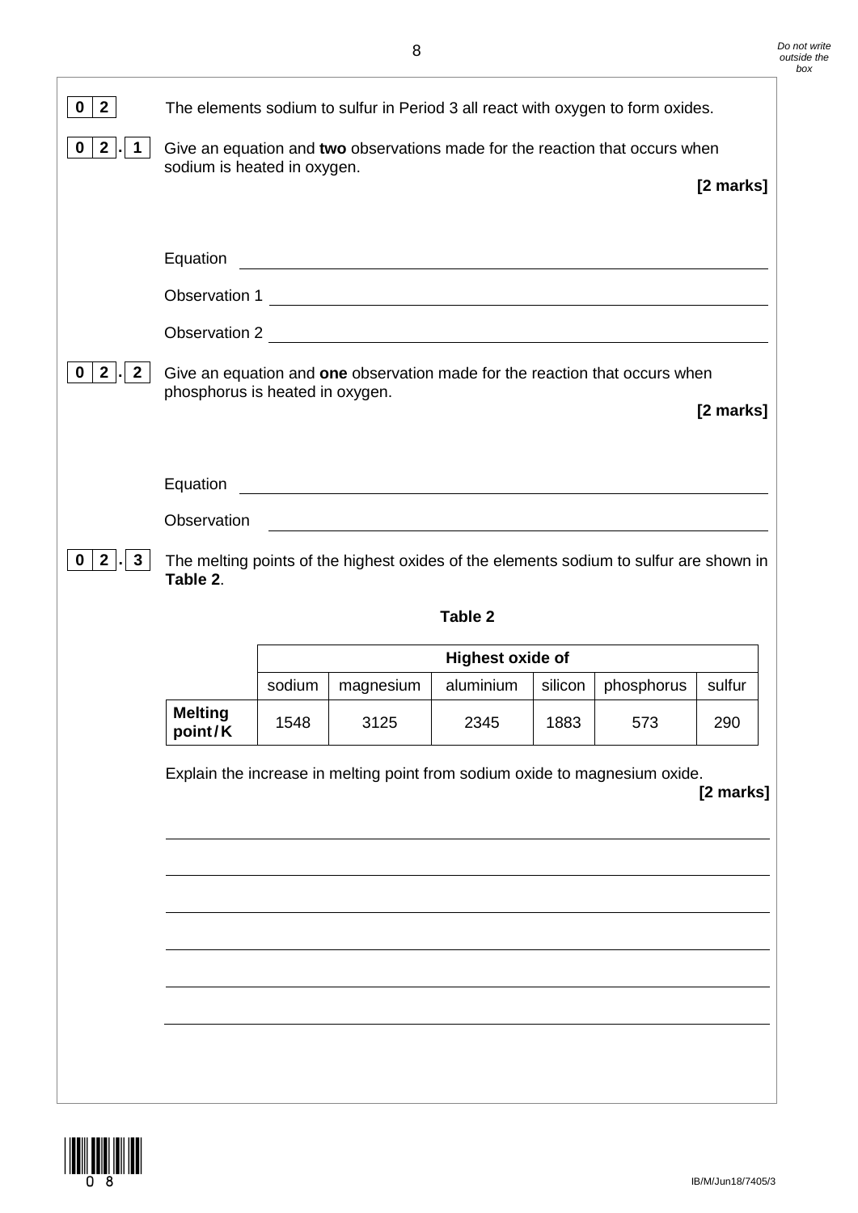**0 2** The elements sodium to sulfur in Period 3 all react with oxygen to form oxides.

**0 2 . 1** Give an equation and **two** observations made for the reaction that occurs when sodium is heated in oxygen.

**[2 marks]**

Equation ______________________________________________

Observation 1 ______________________________________________

Observation 2 ______________________________________________

**0 2 . 2** Give an equation and **one** observation made for the reaction that occurs when phosphorus is heated in oxygen.

**[2 marks]**

Equation ______________________________________________

Observation ______________________________________________

**0 2 . 3** The melting points of the highest oxides of the elements sodium to sulfur are shown in **Table 2**.

**Table 2**

| | Highest oxide of | | | | | |
|---|---|---|---|---|---|---|
| | sodium | magnesium | aluminium | silicon | phosphorus | sulfur |
| **Melting point / K** | 1548 | 3125 | 2345 | 1883 | 573 | 290 |

Explain the increase in melting point from sodium oxide to magnesium oxide.

**[2 marks]**

______________________________________________

______________________________________________

______________________________________________

______________________________________________

______________________________________________

______________________________________________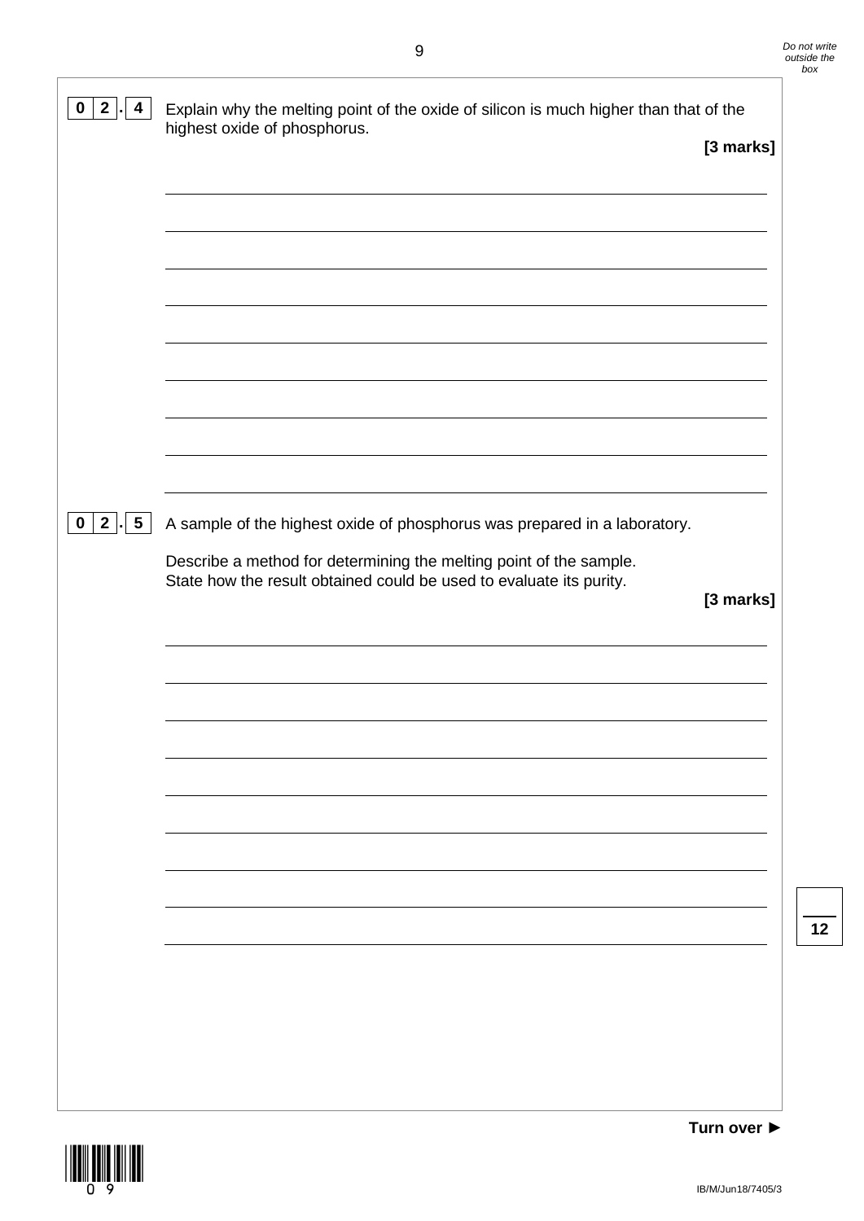**0 2 . 4** Explain why the melting point of the oxide of silicon is much higher than that of the highest oxide of phosphorus.

**[3 marks]**

**0 2 . 5** A sample of the highest oxide of phosphorus was prepared in a laboratory.

Describe a method for determining the melting point of the sample.
State how the result obtained could be used to evaluate its purity.

**[3 marks]**

**Turn over ►**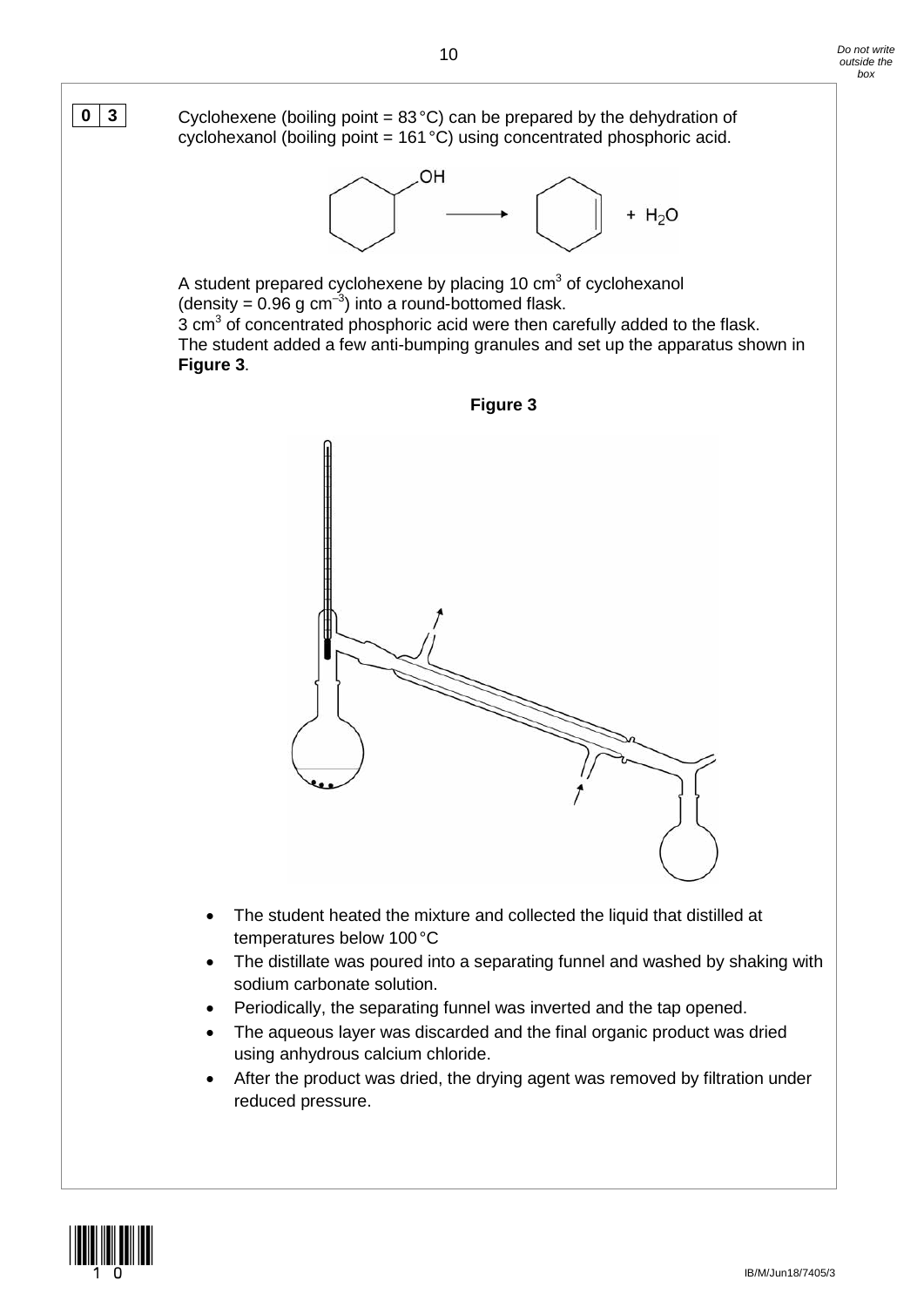**0 3** Cyclohexene (boiling point = 83 °C) can be prepared by the dehydration of cyclohexanol (boiling point = 161 °C) using concentrated phosphoric acid.

A student prepared cyclohexene by placing 10 $cm^3$ of cyclohexanol (density = 0.96 g $cm^{-3}$) into a round-bottomed flask.
3 $cm^3$ of concentrated phosphoric acid were then carefully added to the flask.
The student added a few anti-bumping granules and set up the apparatus shown in **Figure 3**.

**Figure 3**

- The student heated the mixture and collected the liquid that distilled at temperatures below 100 °C
- The distillate was poured into a separating funnel and washed by shaking with sodium carbonate solution.
- Periodically, the separating funnel was inverted and the tap opened.
- The aqueous layer was discarded and the final organic product was dried using anhydrous calcium chloride.
- After the product was dried, the drying agent was removed by filtration under reduced pressure.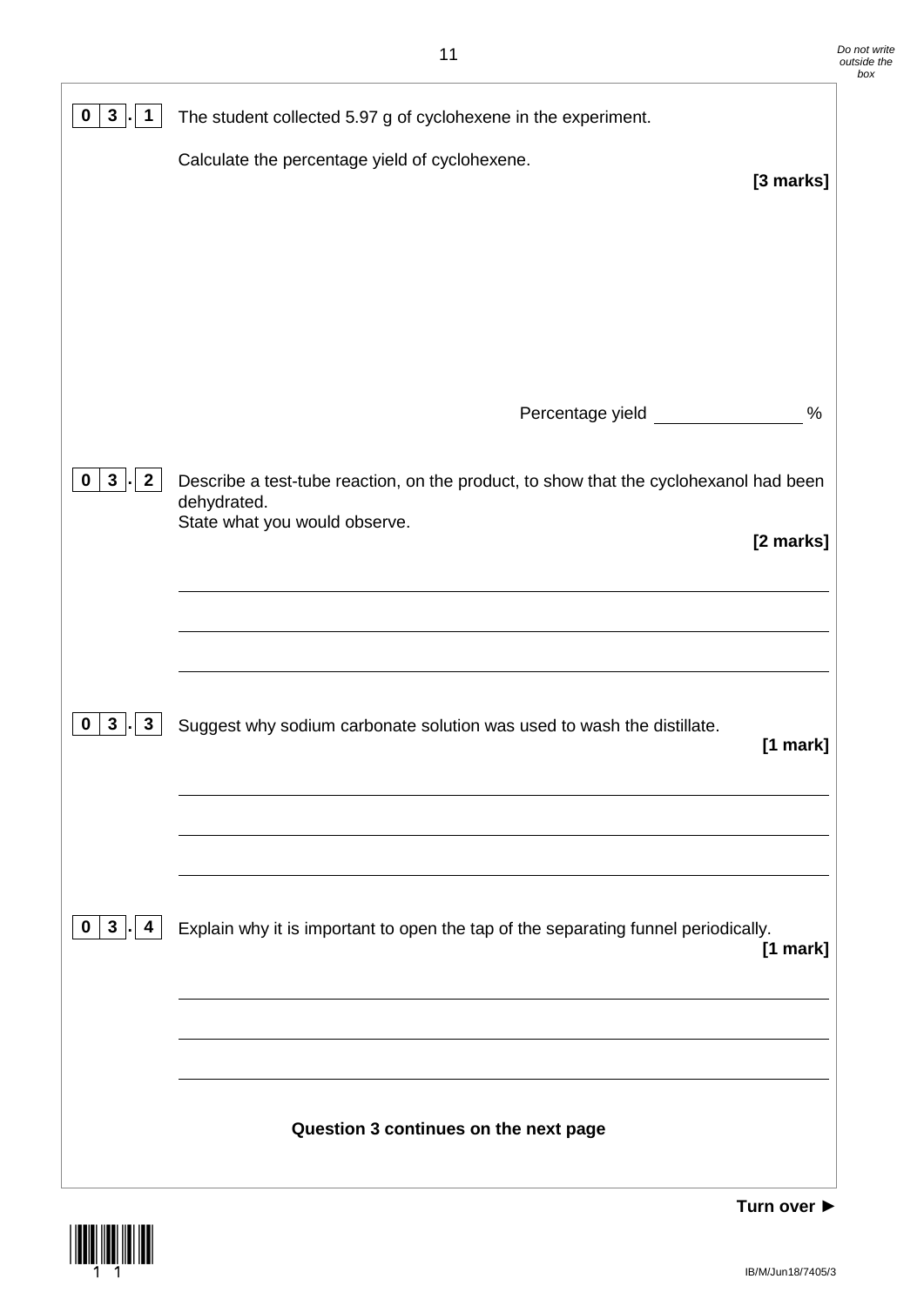**0 3 . 1** The student collected 5.97 g of cyclohexene in the experiment.

Calculate the percentage yield of cyclohexene.

**[3 marks]**

Percentage yield ______________ %

**0 3 . 2** Describe a test-tube reaction, on the product, to show that the cyclohexanol had been dehydrated.
State what you would observe.

**[2 marks]**

______________________________________________________________________

______________________________________________________________________

______________________________________________________________________

**0 3 . 3** Suggest why sodium carbonate solution was used to wash the distillate.

**[1 mark]**

______________________________________________________________________

______________________________________________________________________

______________________________________________________________________

**0 3 . 4** Explain why it is important to open the tap of the separating funnel periodically.

**[1 mark]**

______________________________________________________________________

______________________________________________________________________

______________________________________________________________________

**Question 3 continues on the next page**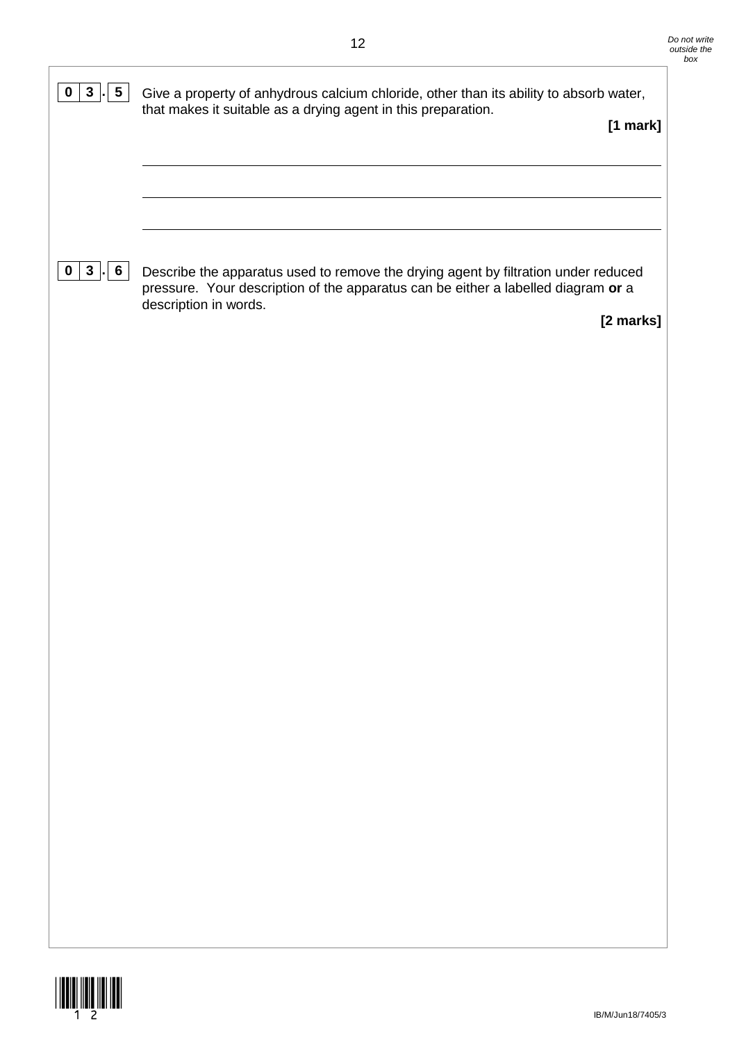**0 3 . 5** Give a property of anhydrous calcium chloride, other than its ability to absorb water, that makes it suitable as a drying agent in this preparation.

**[1 mark]**

**0 3 . 6** Describe the apparatus used to remove the drying agent by filtration under reduced pressure. Your description of the apparatus can be either a labelled diagram **or** a description in words.

**[2 marks]**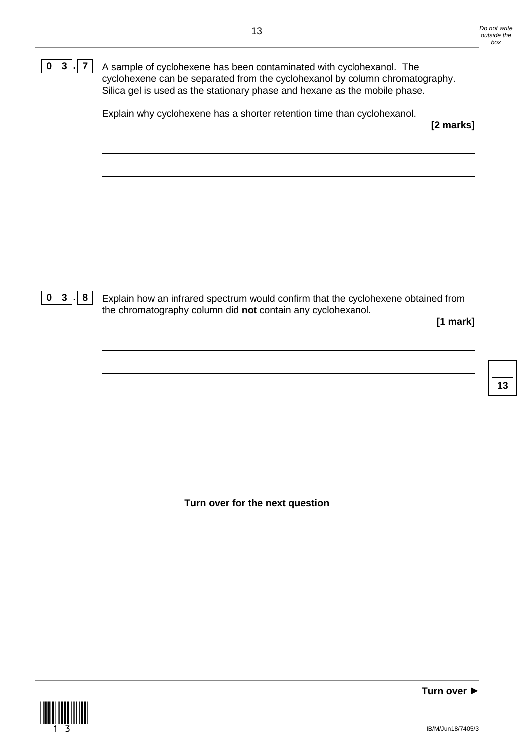**0 3 . 7** A sample of cyclohexene has been contaminated with cyclohexanol. The cyclohexene can be separated from the cyclohexanol by column chromatography. Silica gel is used as the stationary phase and hexane as the mobile phase.

Explain why cyclohexene has a shorter retention time than cyclohexanol.

**[2 marks]**

**0 3 . 8** Explain how an infrared spectrum would confirm that the cyclohexene obtained from the chromatography column did **not** contain any cyclohexanol.

**[1 mark]**

**Turn over for the next question**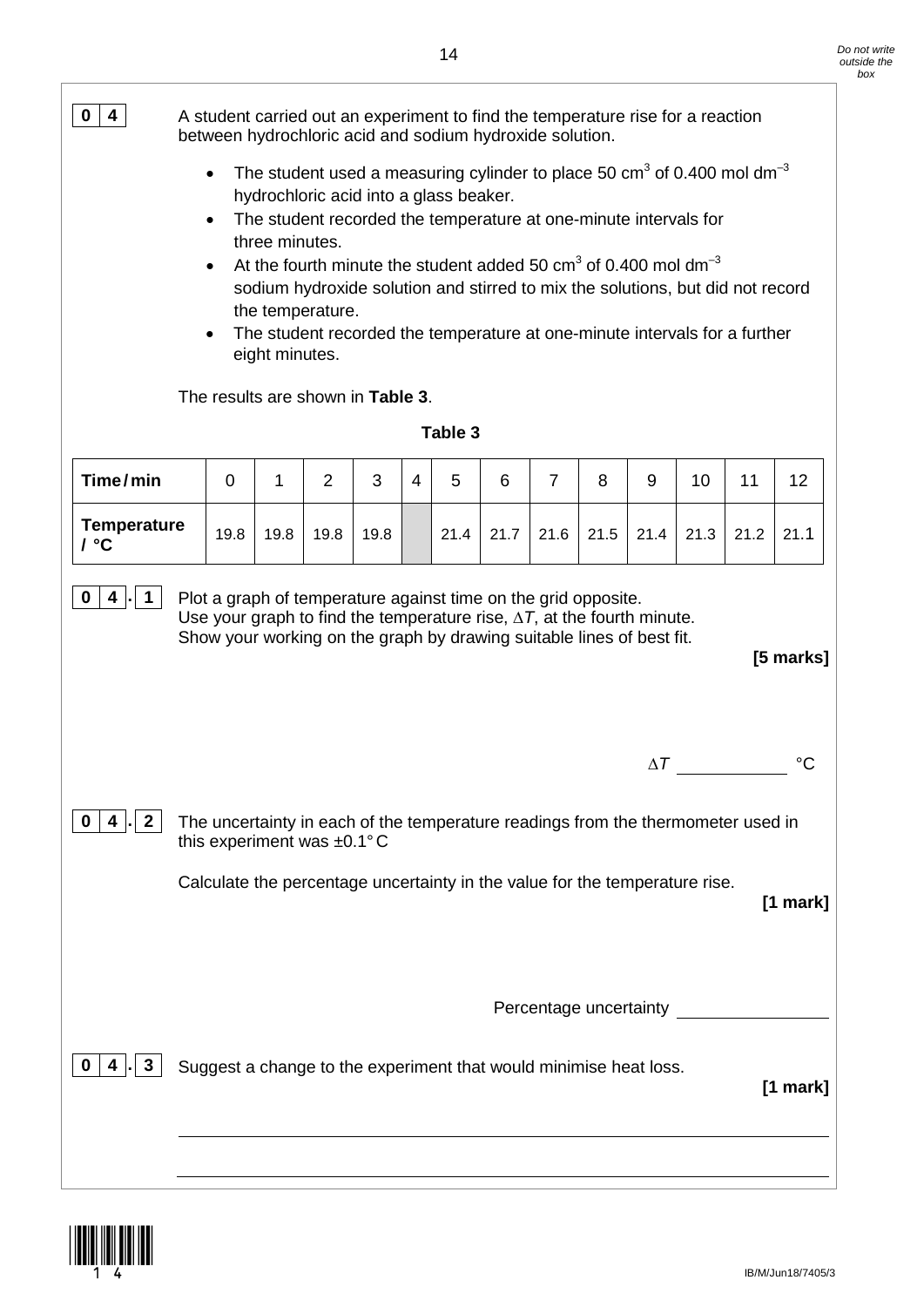**0 4** A student carried out an experiment to find the temperature rise for a reaction between hydrochloric acid and sodium hydroxide solution.

- The student used a measuring cylinder to place 50 $cm^3$ of 0.400 mol $dm^{-3}$ hydrochloric acid into a glass beaker.
- The student recorded the temperature at one-minute intervals for three minutes.
- At the fourth minute the student added 50 $cm^3$ of 0.400 mol $dm^{-3}$ sodium hydroxide solution and stirred to mix the solutions, but did not record the temperature.
- The student recorded the temperature at one-minute intervals for a further eight minutes.

The results are shown in **Table 3**.

**Table 3**

| Time / min | 0 | 1 | 2 | 3 | 4 | 5 | 6 | 7 | 8 | 9 | 10 | 11 | 12 |
|---|---|---|---|---|---|---|---|---|---|---|---|---|---|
| Temperature / °C | 19.8 | 19.8 | 19.8 | 19.8 | | 21.4 | 21.7 | 21.6 | 21.5 | 21.4 | 21.3 | 21.2 | 21.1 |

**0 4 . 1** Plot a graph of temperature against time on the grid opposite.
Use your graph to find the temperature rise, $\Delta T$, at the fourth minute.
Show your working on the graph by drawing suitable lines of best fit.

**[5 marks]**

$\Delta T$ __________ °C

**0 4 . 2** The uncertainty in each of the temperature readings from the thermometer used in this experiment was ±0.1° C

Calculate the percentage uncertainty in the value for the temperature rise.

**[1 mark]**

Percentage uncertainty __________

**0 4 . 3** Suggest a change to the experiment that would minimise heat loss.

**[1 mark]**

______________________________________________________________________

______________________________________________________________________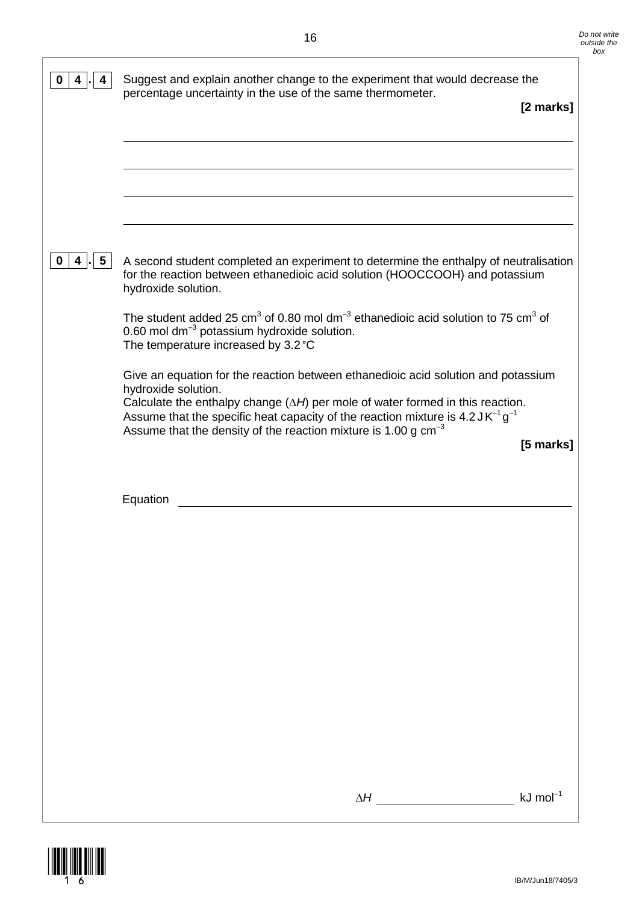**0 4 . 4** Suggest and explain another change to the experiment that would decrease the percentage uncertainty in the use of the same thermometer.

**[2 marks]**

**0 4 . 5** A second student completed an experiment to determine the enthalpy of neutralisation for the reaction between ethanedioic acid solution (HOOCCOOH) and potassium hydroxide solution.

The student added 25 $cm^3$ of 0.80 mol $dm^{-3}$ ethanedioic acid solution to 75 $cm^3$ of 0.60 mol $dm^{-3}$ potassium hydroxide solution.
The temperature increased by 3.2 °C

Give an equation for the reaction between ethanedioic acid solution and potassium hydroxide solution.
Calculate the enthalpy change ($\Delta H$) per mole of water formed in this reaction.
Assume that the specific heat capacity of the reaction mixture is 4.2 J $K^{-1}$ $g^{-1}$
Assume that the density of the reaction mixture is 1.00 g $cm^{-3}$

**[5 marks]**

Equation

$\Delta H$ ____________________ kJ $mol^{-1}$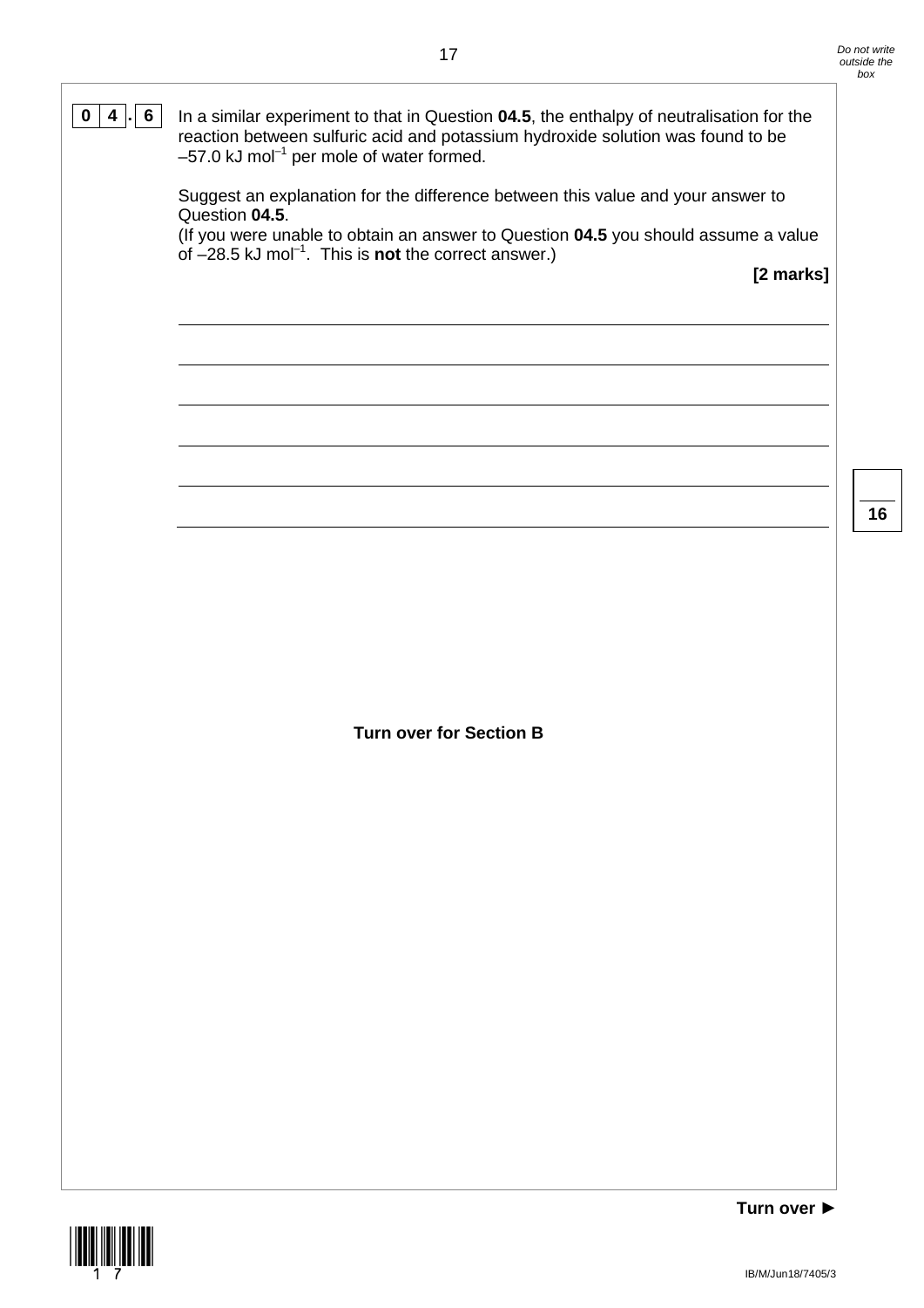**0 4 . 6** In a similar experiment to that in Question **04.5**, the enthalpy of neutralisation for the reaction between sulfuric acid and potassium hydroxide solution was found to be $-57.0$ kJ mol$^{-1}$ per mole of water formed.

Suggest an explanation for the difference between this value and your answer to Question **04.5**.
(If you were unable to obtain an answer to Question **04.5** you should assume a value of $-28.5$ kJ mol$^{-1}$. This is **not** the correct answer.)

**[2 marks]**

**Turn over for Section B**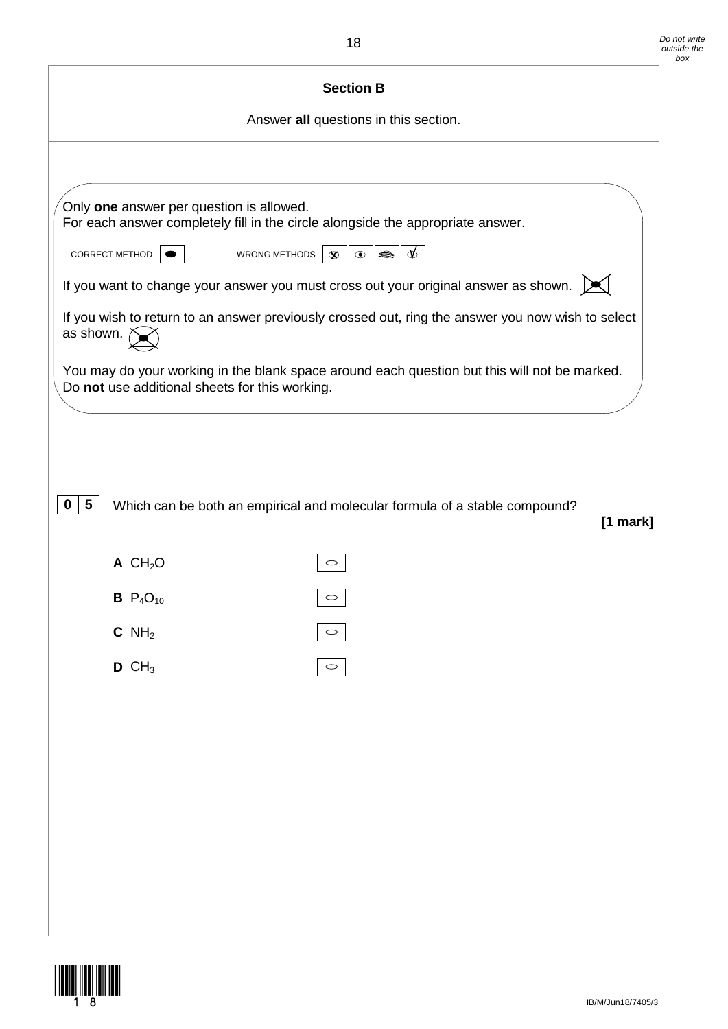## Section B

Answer **all** questions in this section.

Only **one** answer per question is allowed.
For each answer completely fill in the circle alongside the appropriate answer.

CORRECT METHOD ⬬ WRONG METHODS

If you want to change your answer you must cross out your original answer as shown.

If you wish to return to an answer previously crossed out, ring the answer you now wish to select as shown.

You may do your working in the blank space around each question but this will not be marked.
Do **not** use additional sheets for this working.

**0 5** Which can be both an empirical and molecular formula of a stable compound?

**[1 mark]**

**A** $CH_2O$ ○

**B** $P_4O_{10}$ ○

**C** $NH_2$ ○

**D** $CH_3$ ○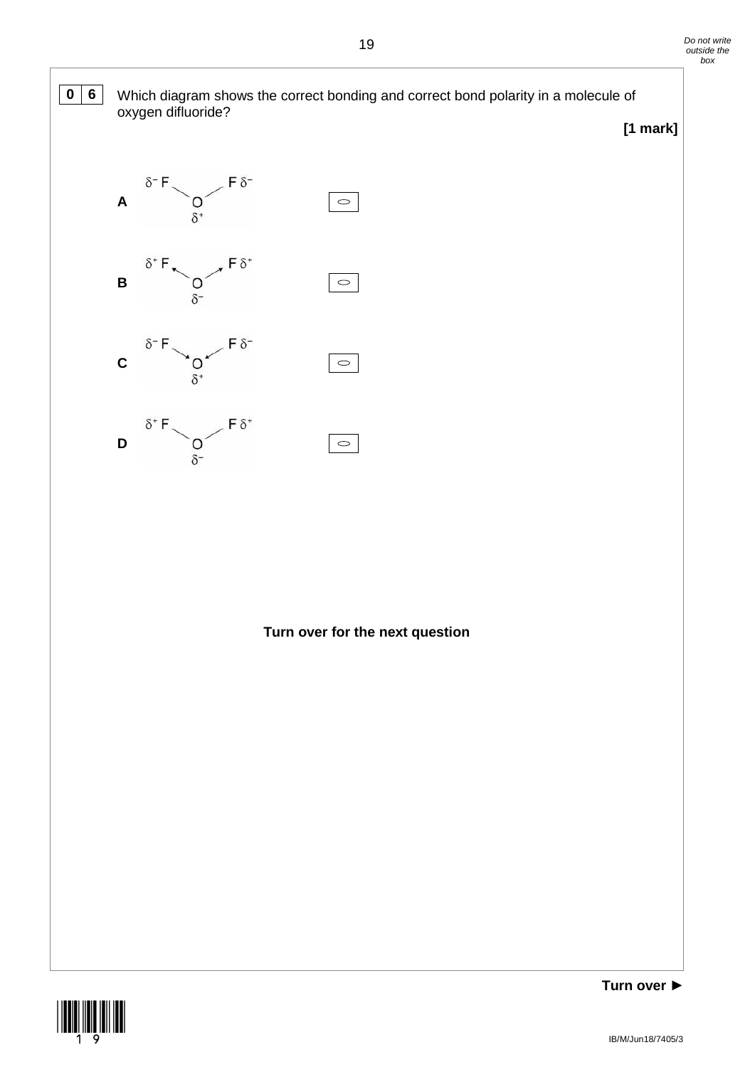**0 6** Which diagram shows the correct bonding and correct bond polarity in a molecule of oxygen difluoride?

**[1 mark]**

**A** $\delta^-$ F — O($\delta^+$) — F $\delta^-$ ◯

**B** $\delta^+$ F ← O($\delta^-$) → F $\delta^+$ ◯

**C** $\delta^-$ F → O($\delta^+$) ← F $\delta^-$ ◯

**D** $\delta^+$ F — O($\delta^-$) — F $\delta^+$ ◯

**Turn over for the next question**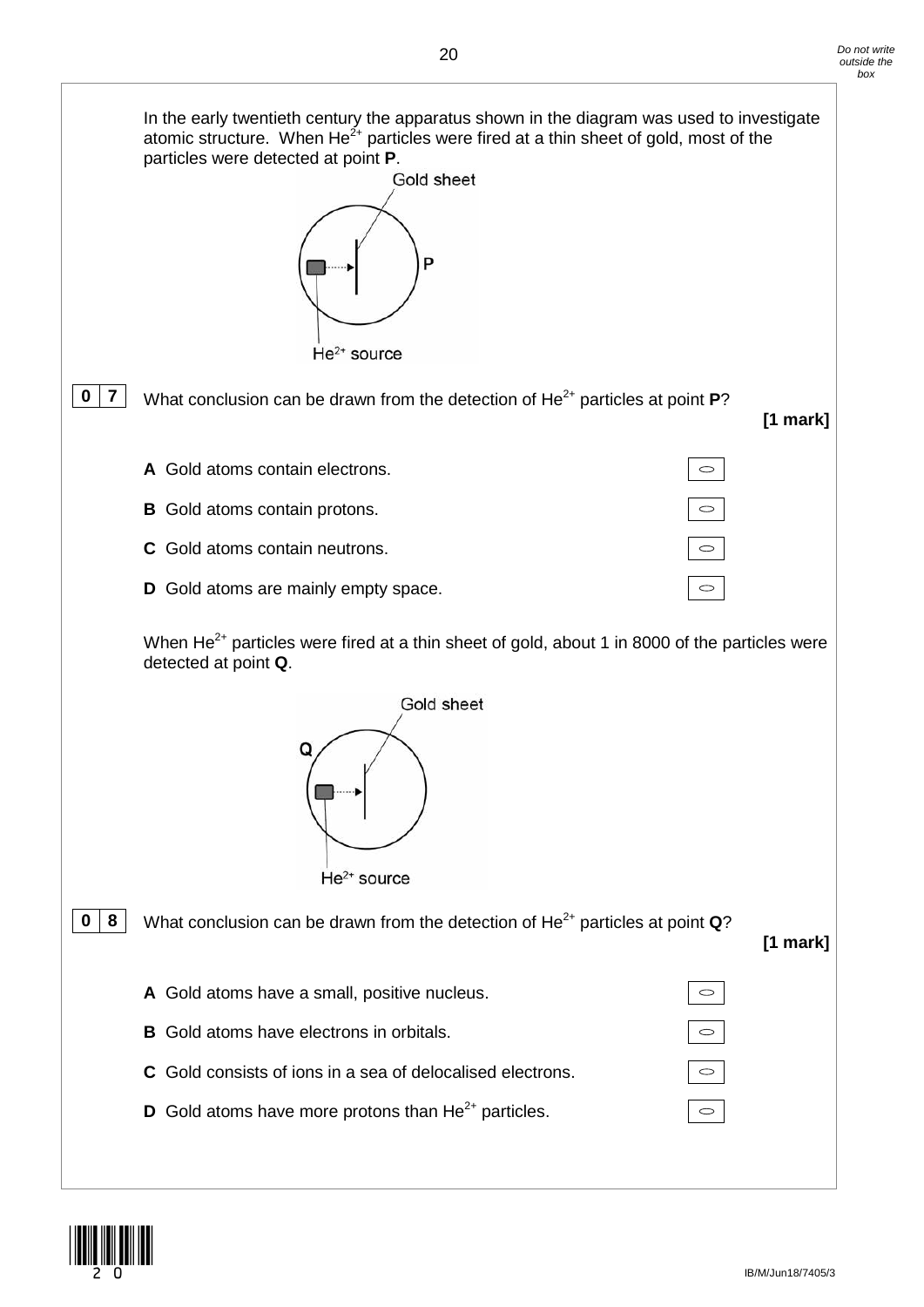In the early twentieth century the apparatus shown in the diagram was used to investigate atomic structure. When $He^{2+}$ particles were fired at a thin sheet of gold, most of the particles were detected at point **P**.

Gold sheet

P

$He^{2+}$ source

**0 7** What conclusion can be drawn from the detection of $He^{2+}$ particles at point **P**?

**[1 mark]**

**A** Gold atoms contain electrons. ○

**B** Gold atoms contain protons. ○

**C** Gold atoms contain neutrons. ○

**D** Gold atoms are mainly empty space. ○

When $He^{2+}$ particles were fired at a thin sheet of gold, about 1 in 8000 of the particles were detected at point **Q**.

Gold sheet

Q

$He^{2+}$ source

**0 8** What conclusion can be drawn from the detection of $He^{2+}$ particles at point **Q**?

**[1 mark]**

**A** Gold atoms have a small, positive nucleus. ○

**B** Gold atoms have electrons in orbitals. ○

**C** Gold consists of ions in a sea of delocalised electrons. ○

**D** Gold atoms have more protons than $He^{2+}$ particles. ○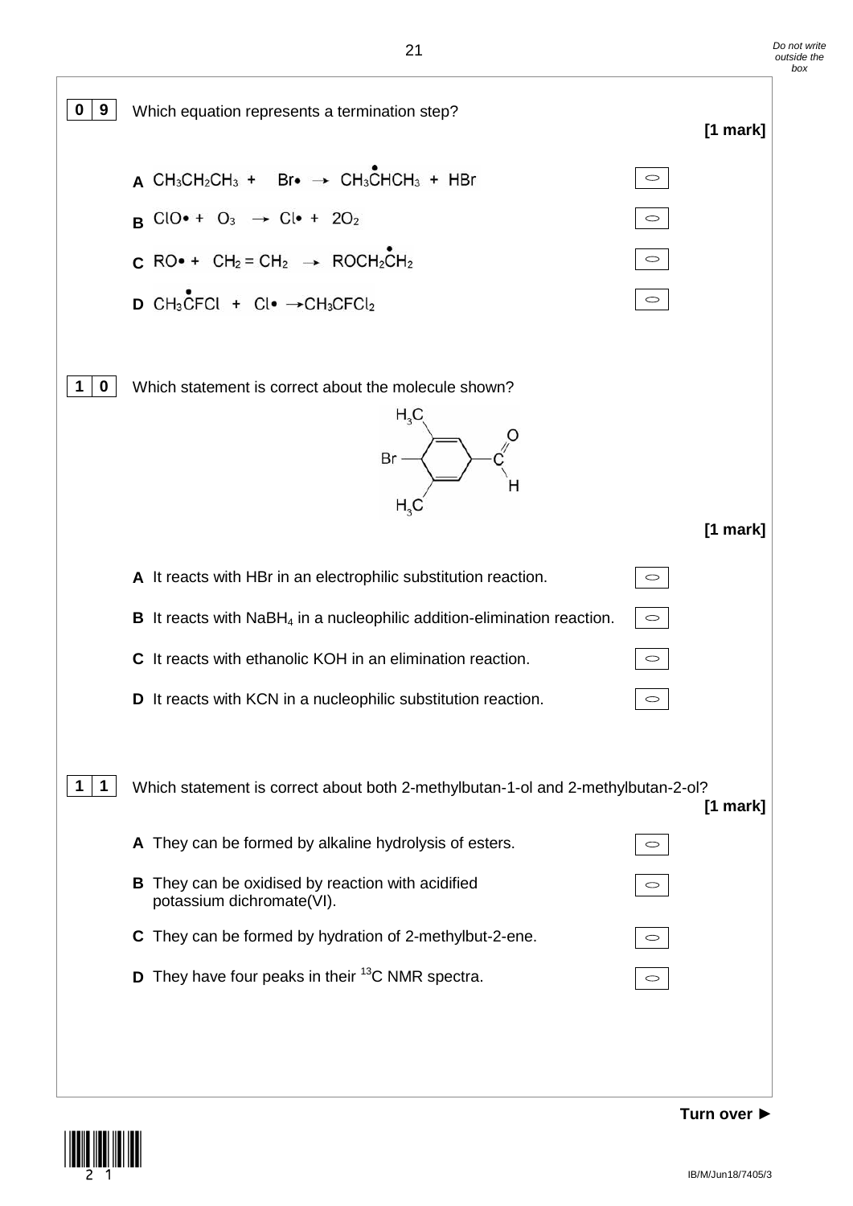**0 9** Which equation represents a termination step?

**[1 mark]**

**A** $CH_3CH_2CH_3 + Br\bullet \rightarrow CH_3\dot{C}HCH_3 + HBr$ ○

**B** $ClO\bullet + O_3 \rightarrow Cl\bullet + 2O_2$ ○

**C** $RO\bullet + CH_2=CH_2 \rightarrow ROCH_2\dot{C}H_2$ ○

**D** $CH_3\dot{C}FCl + Cl\bullet \rightarrow CH_3CFCl_2$ ○

**1 0** Which statement is correct about the molecule shown?

**[1 mark]**

**A** It reacts with HBr in an electrophilic substitution reaction. ○

**B** It reacts with $NaBH_4$ in a nucleophilic addition-elimination reaction. ○

**C** It reacts with ethanolic KOH in an elimination reaction. ○

**D** It reacts with KCN in a nucleophilic substitution reaction. ○

**1 1** Which statement is correct about both 2-methylbutan-1-ol and 2-methylbutan-2-ol?

**[1 mark]**

**A** They can be formed by alkaline hydrolysis of esters. ○

**B** They can be oxidised by reaction with acidified potassium dichromate(VI). ○

**C** They can be formed by hydration of 2-methylbut-2-ene. ○

**D** They have four peaks in their $^{13}C$ NMR spectra. ○

**Turn over ►**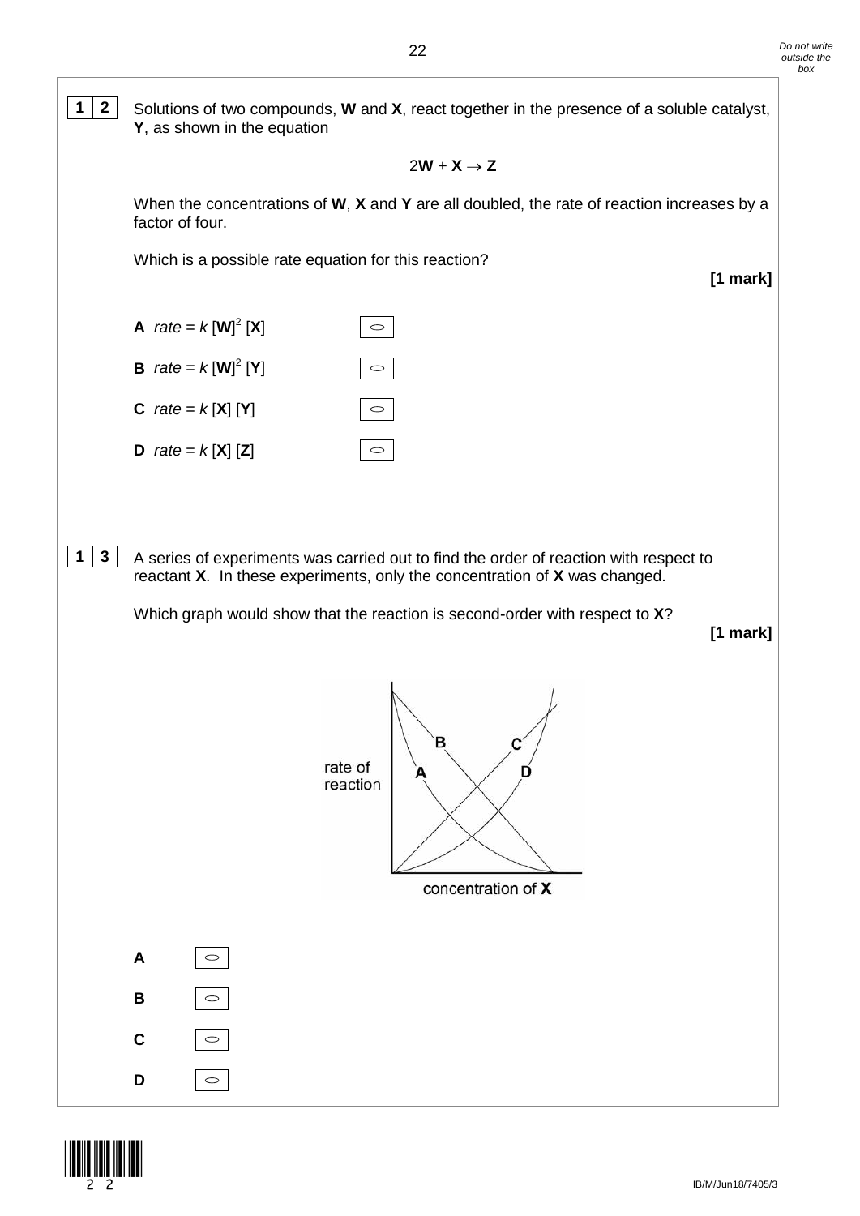**1 2** Solutions of two compounds, **W** and **X**, react together in the presence of a soluble catalyst, **Y**, as shown in the equation

$$2\mathbf{W} + \mathbf{X} \rightarrow \mathbf{Z}$$

When the concentrations of **W**, **X** and **Y** are all doubled, the rate of reaction increases by a factor of four.

Which is a possible rate equation for this reaction?

**[1 mark]**

**A** $rate = k\,[\mathbf{W}]^2\,[\mathbf{X}]$ ○

**B** $rate = k\,[\mathbf{W}]^2\,[\mathbf{Y}]$ ○

**C** $rate = k\,[\mathbf{X}]\,[\mathbf{Y}]$ ○

**D** $rate = k\,[\mathbf{X}]\,[\mathbf{Z}]$ ○

**1 3** A series of experiments was carried out to find the order of reaction with respect to reactant **X**. In these experiments, only the concentration of **X** was changed.

Which graph would show that the reaction is second-order with respect to **X**?

**[1 mark]**

**A** ○

**B** ○

**C** ○

**D** ○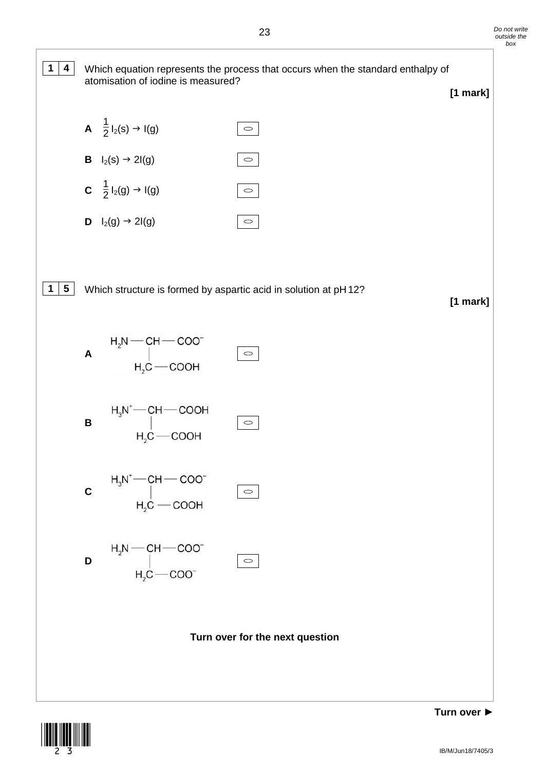**1 4** Which equation represents the process that occurs when the standard enthalpy of atomisation of iodine is measured?

**[1 mark]**

**A** $\frac{1}{2}I_2(s) \rightarrow I(g)$

**B** $I_2(s) \rightarrow 2I(g)$

**C** $\frac{1}{2}I_2(g) \rightarrow I(g)$

**D** $I_2(g) \rightarrow 2I(g)$

**1 5** Which structure is formed by aspartic acid in solution at pH 12?

**[1 mark]**

**A** $H_2N-CH(CH_2COOH)-COO^-$

**B** $H_3N^+-CH(CH_2COOH)-COOH$

**C** $H_3N^+-CH(CH_2COOH)-COO^-$

**D** $H_2N-CH(CH_2COO^-)-COO^-$

**Turn over for the next question**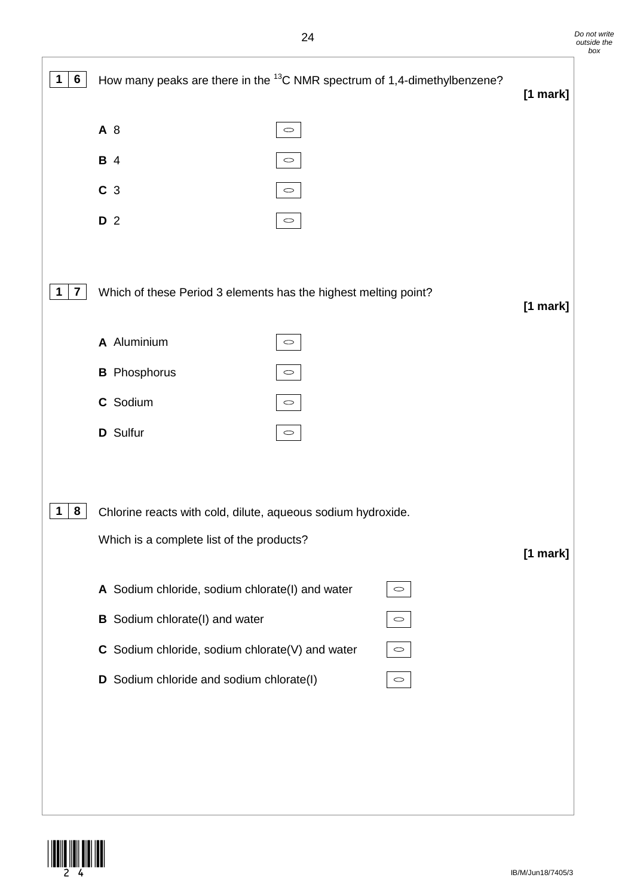**16** How many peaks are there in the $^{13}C$ NMR spectrum of 1,4-dimethylbenzene? **[1 mark]**

**A** 8

**B** 4

**C** 3

**D** 2

**17** Which of these Period 3 elements has the highest melting point? **[1 mark]**

**A** Aluminium

**B** Phosphorus

**C** Sodium

**D** Sulfur

**18** Chlorine reacts with cold, dilute, aqueous sodium hydroxide.

Which is a complete list of the products? **[1 mark]**

**A** Sodium chloride, sodium chlorate(I) and water

**B** Sodium chlorate(I) and water

**C** Sodium chloride, sodium chlorate(V) and water

**D** Sodium chloride and sodium chlorate(I)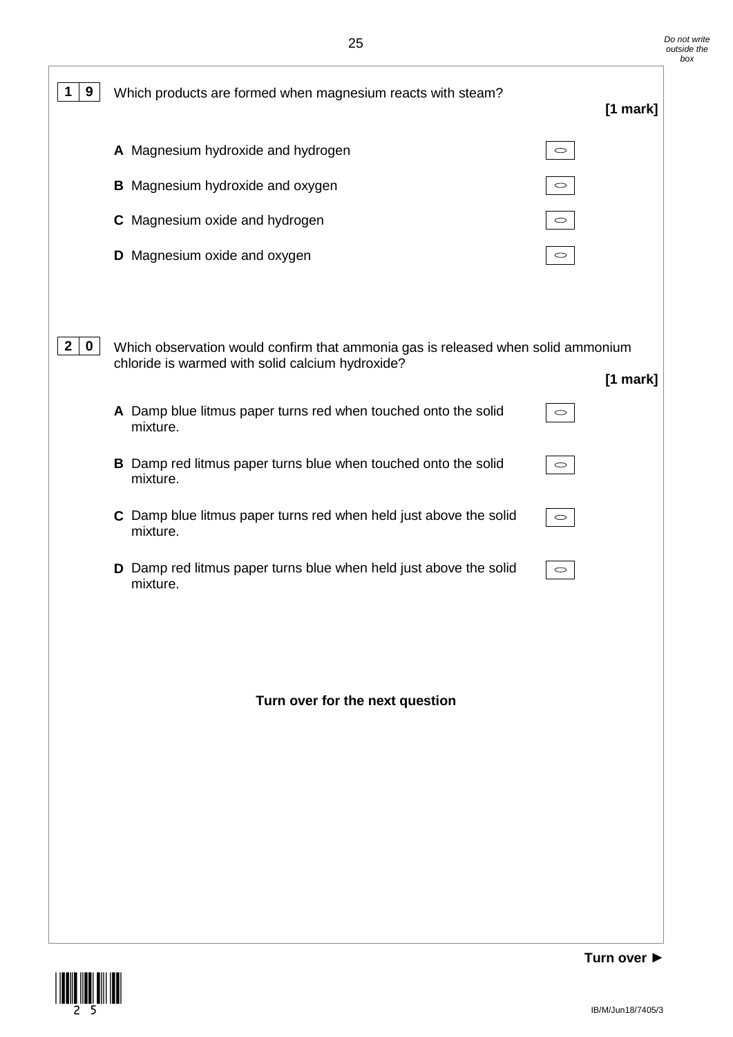**1 9** Which products are formed when magnesium reacts with steam?

**[1 mark]**

**A** Magnesium hydroxide and hydrogen ○

**B** Magnesium hydroxide and oxygen ○

**C** Magnesium oxide and hydrogen ○

**D** Magnesium oxide and oxygen ○

**2 0** Which observation would confirm that ammonia gas is released when solid ammonium chloride is warmed with solid calcium hydroxide?

**[1 mark]**

**A** Damp blue litmus paper turns red when touched onto the solid mixture. ○

**B** Damp red litmus paper turns blue when touched onto the solid mixture. ○

**C** Damp blue litmus paper turns red when held just above the solid mixture. ○

**D** Damp red litmus paper turns blue when held just above the solid mixture. ○

**Turn over for the next question**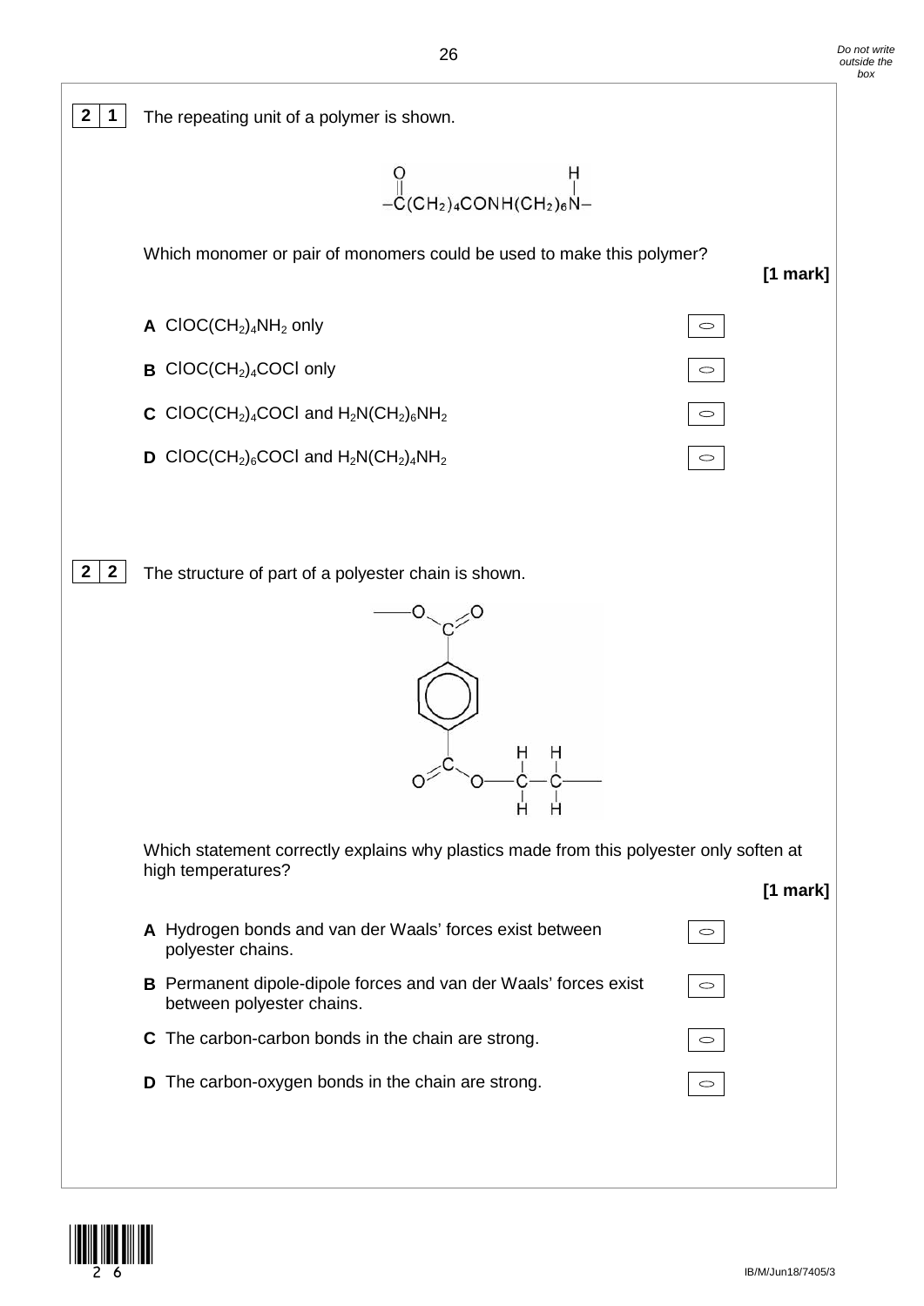**2 1** The repeating unit of a polymer is shown.

$$-\overset{\large O}{\overset{\|}{C}}(CH_2)_4CONH(CH_2)_6\overset{\large H}{\overset{|}{N}}-$$

Which monomer or pair of monomers could be used to make this polymer?

**[1 mark]**

**A** $ClOC(CH_2)_4NH_2$ only

**B** $ClOC(CH_2)_4COCl$ only

**C** $ClOC(CH_2)_4COCl$ and $H_2N(CH_2)_6NH_2$

**D** $ClOC(CH_2)_6COCl$ and $H_2N(CH_2)_4NH_2$

**2 2** The structure of part of a polyester chain is shown.

Which statement correctly explains why plastics made from this polyester only soften at high temperatures?

**[1 mark]**

**A** Hydrogen bonds and van der Waals' forces exist between polyester chains.

**B** Permanent dipole-dipole forces and van der Waals' forces exist between polyester chains.

**C** The carbon-carbon bonds in the chain are strong.

**D** The carbon-oxygen bonds in the chain are strong.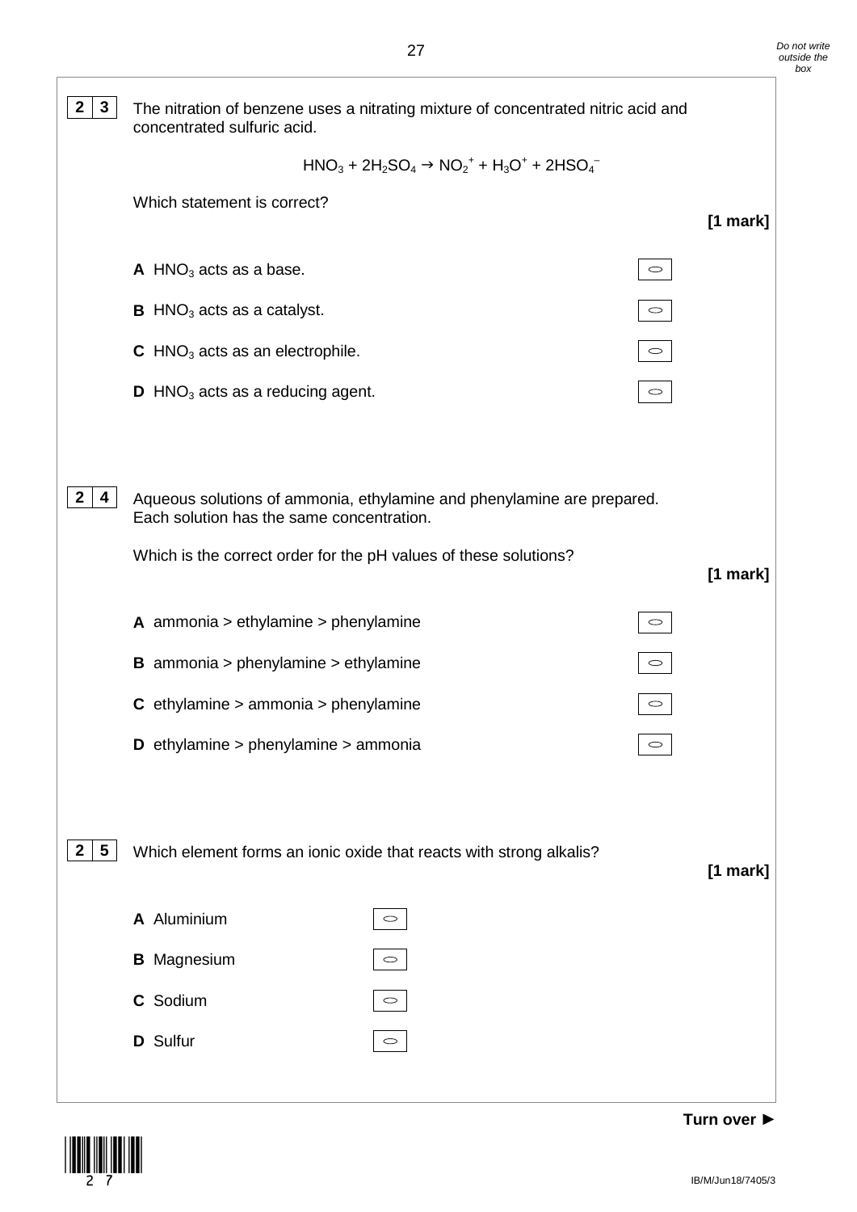**2 3** The nitration of benzene uses a nitrating mixture of concentrated nitric acid and concentrated sulfuric acid.

$$HNO_3 + 2H_2SO_4 \rightarrow NO_2^+ + H_3O^+ + 2HSO_4^-$$

Which statement is correct?

**[1 mark]**

**A** $HNO_3$ acts as a base. ○

**B** $HNO_3$ acts as a catalyst. ○

**C** $HNO_3$ acts as an electrophile. ○

**D** $HNO_3$ acts as a reducing agent. ○

**2 4** Aqueous solutions of ammonia, ethylamine and phenylamine are prepared. Each solution has the same concentration.

Which is the correct order for the pH values of these solutions?

**[1 mark]**

**A** ammonia > ethylamine > phenylamine ○

**B** ammonia > phenylamine > ethylamine ○

**C** ethylamine > ammonia > phenylamine ○

**D** ethylamine > phenylamine > ammonia ○

**2 5** Which element forms an ionic oxide that reacts with strong alkalis?

**[1 mark]**

**A** Aluminium ○

**B** Magnesium ○

**C** Sodium ○

**D** Sulfur ○

**Turn over ►**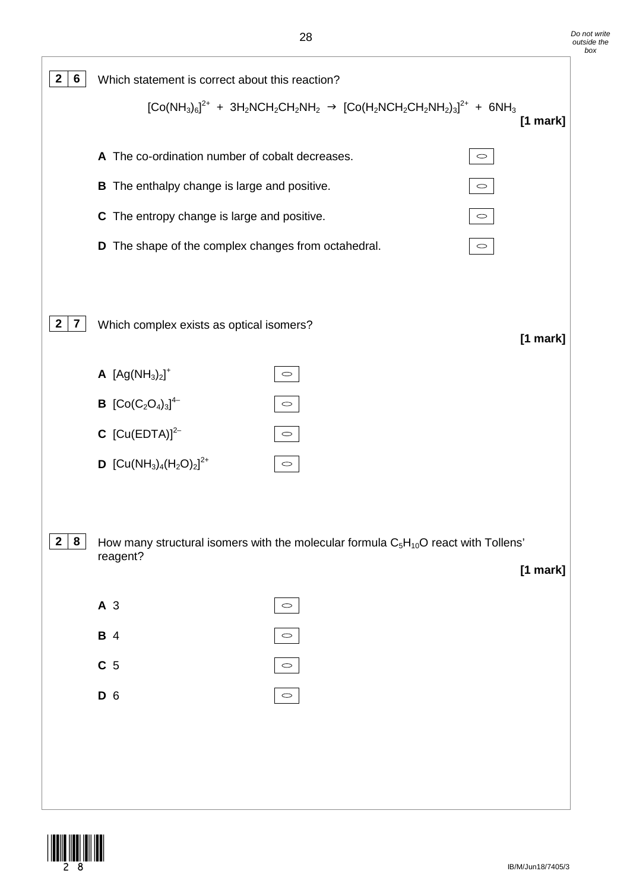**2 6** Which statement is correct about this reaction?

$$[Co(NH_3)_6]^{2+} + 3H_2NCH_2CH_2NH_2 \rightarrow [Co(H_2NCH_2CH_2NH_2)_3]^{2+} + 6NH_3$$

**[1 mark]**

**A** The co-ordination number of cobalt decreases. ○

**B** The enthalpy change is large and positive. ○

**C** The entropy change is large and positive. ○

**D** The shape of the complex changes from octahedral. ○

**2 7** Which complex exists as optical isomers?

**[1 mark]**

**A** $[Ag(NH_3)_2]^+$ ○

**B** $[Co(C_2O_4)_3]^{4-}$ ○

**C** $[Cu(EDTA)]^{2-}$ ○

**D** $[Cu(NH_3)_4(H_2O)_2]^{2+}$ ○

**2 8** How many structural isomers with the molecular formula $C_5H_{10}O$ react with Tollens' reagent?

**[1 mark]**

**A** 3 ○

**B** 4 ○

**C** 5 ○

**D** 6 ○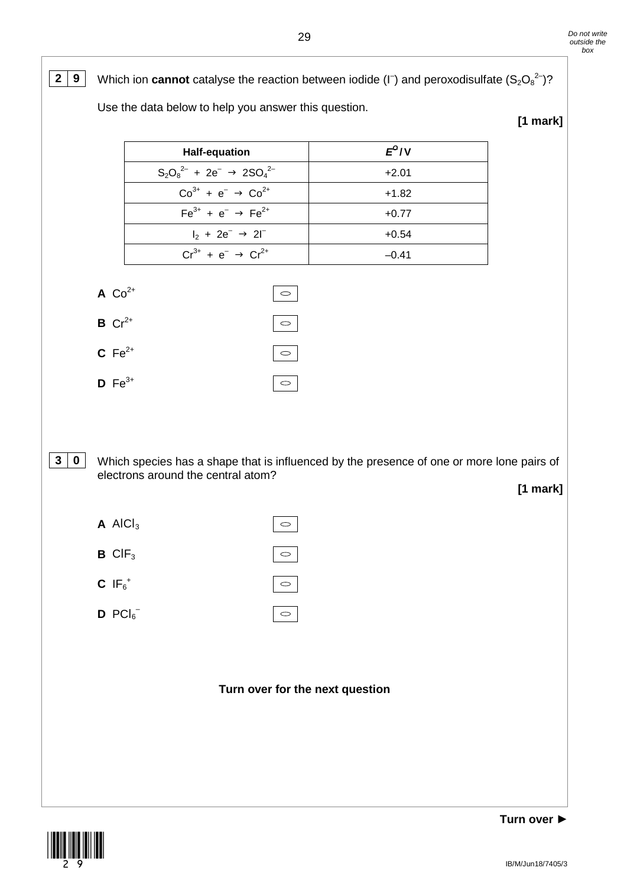**2 9** Which ion **cannot** catalyse the reaction between iodide ($I^-$) and peroxodisulfate ($S_2O_8^{2-}$)?

Use the data below to help you answer this question.

**[1 mark]**

| Half-equation | $E^{\ominus}$ / V |
|---|---|
| $S_2O_8^{2-} + 2e^- \rightarrow 2SO_4^{2-}$ | +2.01 |
| $Co^{3+} + e^- \rightarrow Co^{2+}$ | +1.82 |
| $Fe^{3+} + e^- \rightarrow Fe^{2+}$ | +0.77 |
| $I_2 + 2e^- \rightarrow 2I^-$ | +0.54 |
| $Cr^{3+} + e^- \rightarrow Cr^{2+}$ | –0.41 |

**A** $Co^{2+}$

**B** $Cr^{2+}$

**C** $Fe^{2+}$

**D** $Fe^{3+}$

**3 0** Which species has a shape that is influenced by the presence of one or more lone pairs of electrons around the central atom?

**[1 mark]**

**A** $AlCl_3$

**B** $ClF_3$

**C** $IF_6^+$

**D** $PCl_6^-$

**Turn over for the next question**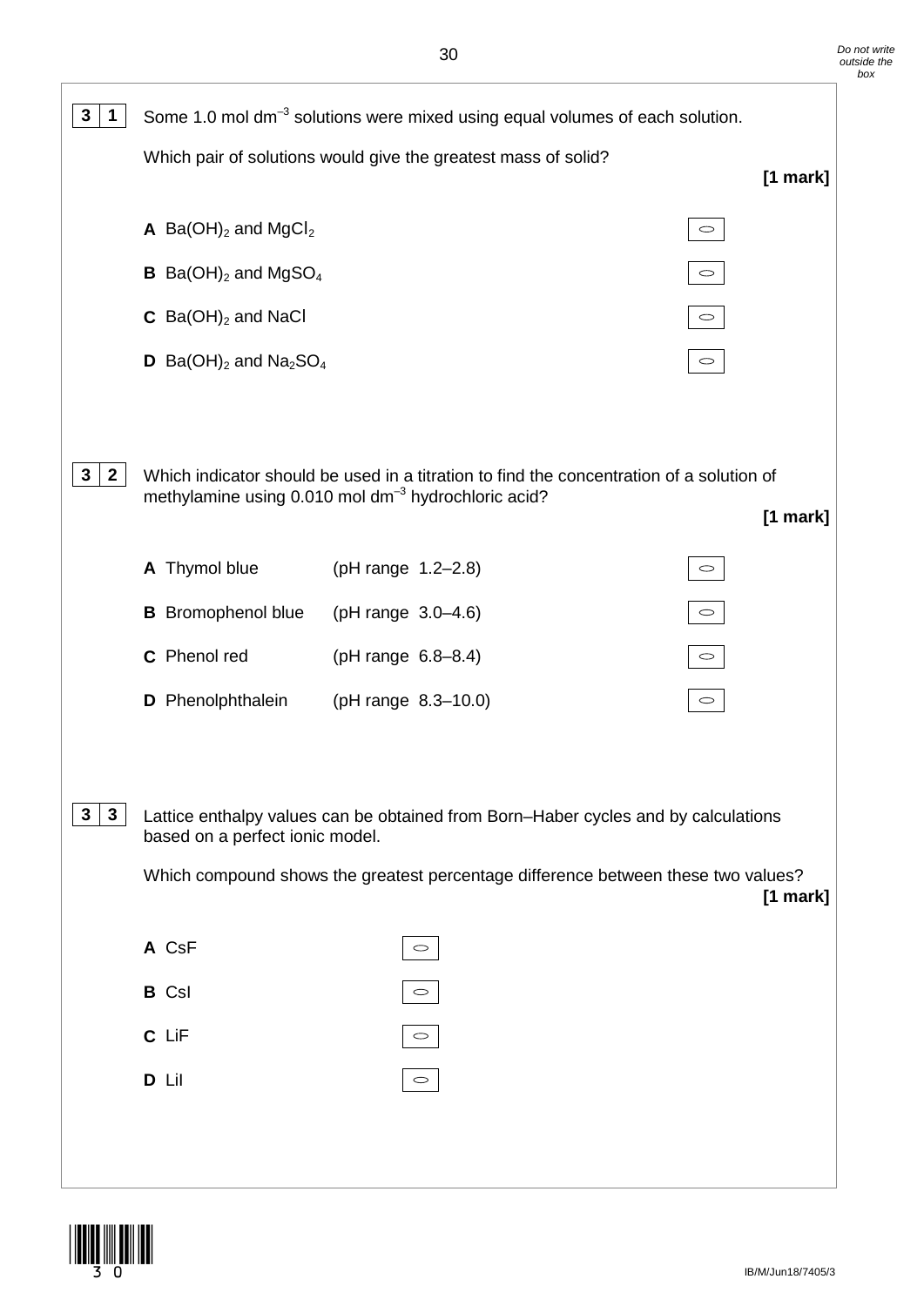**3 1** Some 1.0 mol $dm^{-3}$ solutions were mixed using equal volumes of each solution.

Which pair of solutions would give the greatest mass of solid?

**[1 mark]**

**A** $Ba(OH)_2$ and $MgCl_2$

**B** $Ba(OH)_2$ and $MgSO_4$

**C** $Ba(OH)_2$ and NaCl

**D** $Ba(OH)_2$ and $Na_2SO_4$

**3 2** Which indicator should be used in a titration to find the concentration of a solution of methylamine using 0.010 mol $dm^{-3}$ hydrochloric acid?

**[1 mark]**

**A** Thymol blue (pH range 1.2–2.8)

**B** Bromophenol blue (pH range 3.0–4.6)

**C** Phenol red (pH range 6.8–8.4)

**D** Phenolphthalein (pH range 8.3–10.0)

**3 3** Lattice enthalpy values can be obtained from Born–Haber cycles and by calculations based on a perfect ionic model.

Which compound shows the greatest percentage difference between these two values?

**[1 mark]**

**A** CsF

**B** CsI

**C** LiF

**D** LiI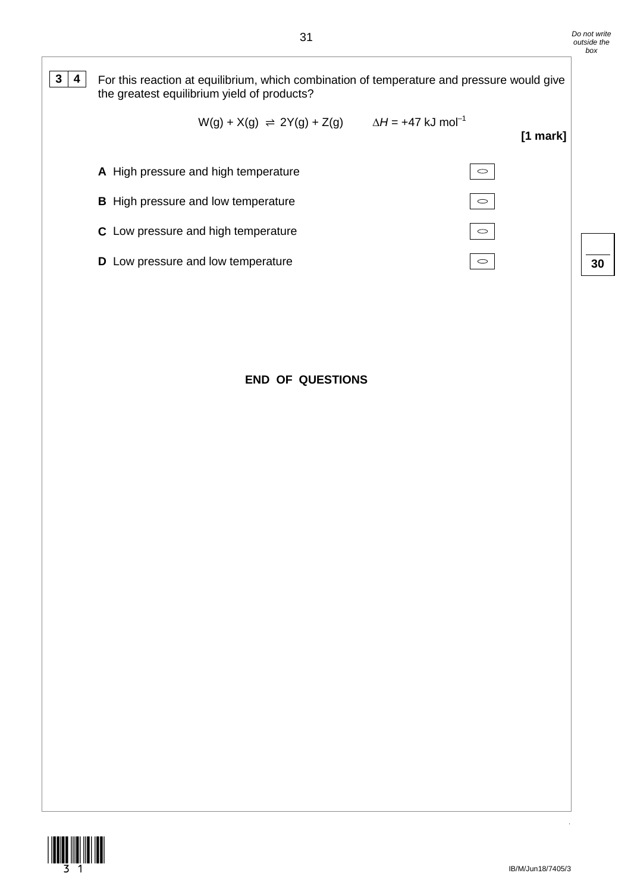**3 4** For this reaction at equilibrium, which combination of temperature and pressure would give the greatest equilibrium yield of products?

$$W(g) + X(g) \rightleftharpoons 2Y(g) + Z(g) \qquad \Delta H = +47 \text{ kJ mol}^{-1}$$

**[1 mark]**

**A** High pressure and high temperature

**B** High pressure and low temperature

**C** Low pressure and high temperature

**D** Low pressure and low temperature

**END OF QUESTIONS**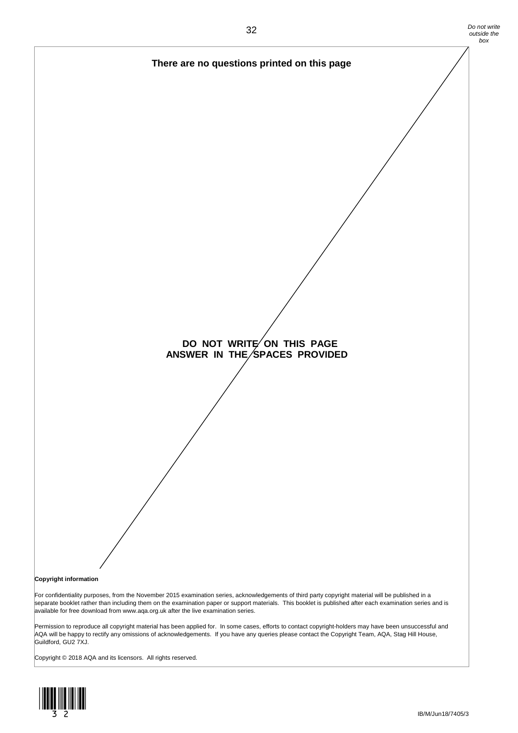**There are no questions printed on this page**

**DO NOT WRITE ON THIS PAGE**
**ANSWER IN THE SPACES PROVIDED**

**Copyright information**

For confidentiality purposes, from the November 2015 examination series, acknowledgements of third party copyright material will be published in a separate booklet rather than including them on the examination paper or support materials. This booklet is published after each examination series and is available for free download from www.aqa.org.uk after the live examination series.

Permission to reproduce all copyright material has been applied for. In some cases, efforts to contact copyright-holders may have been unsuccessful and AQA will be happy to rectify any omissions of acknowledgements. If you have any queries please contact the Copyright Team, AQA, Stag Hill House, Guildford, GU2 7XJ.

Copyright © 2018 AQA and its licensors. All rights reserved.